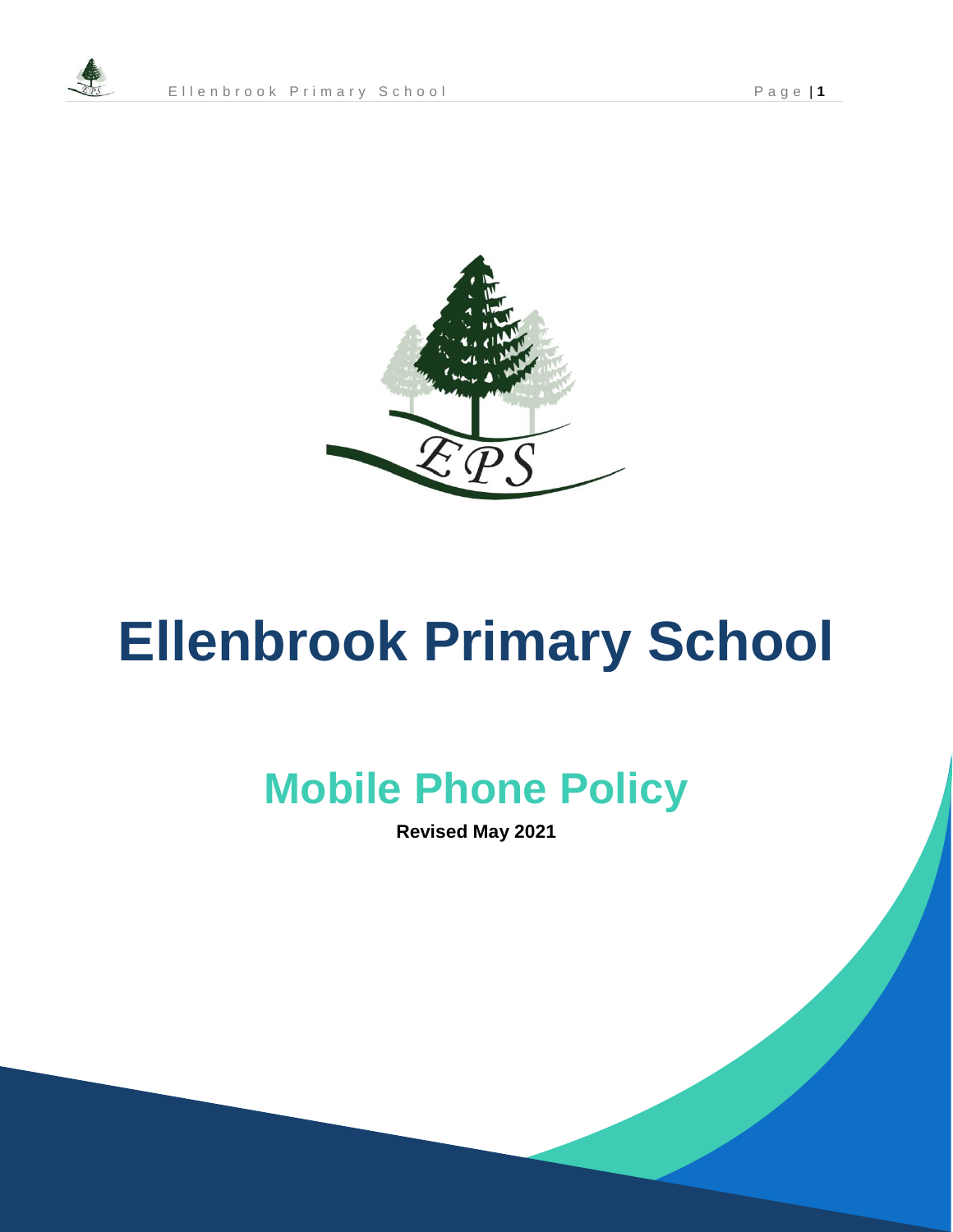# Ellenbrook Primary School

## Mobile Phone Policy

**Revised May 2021**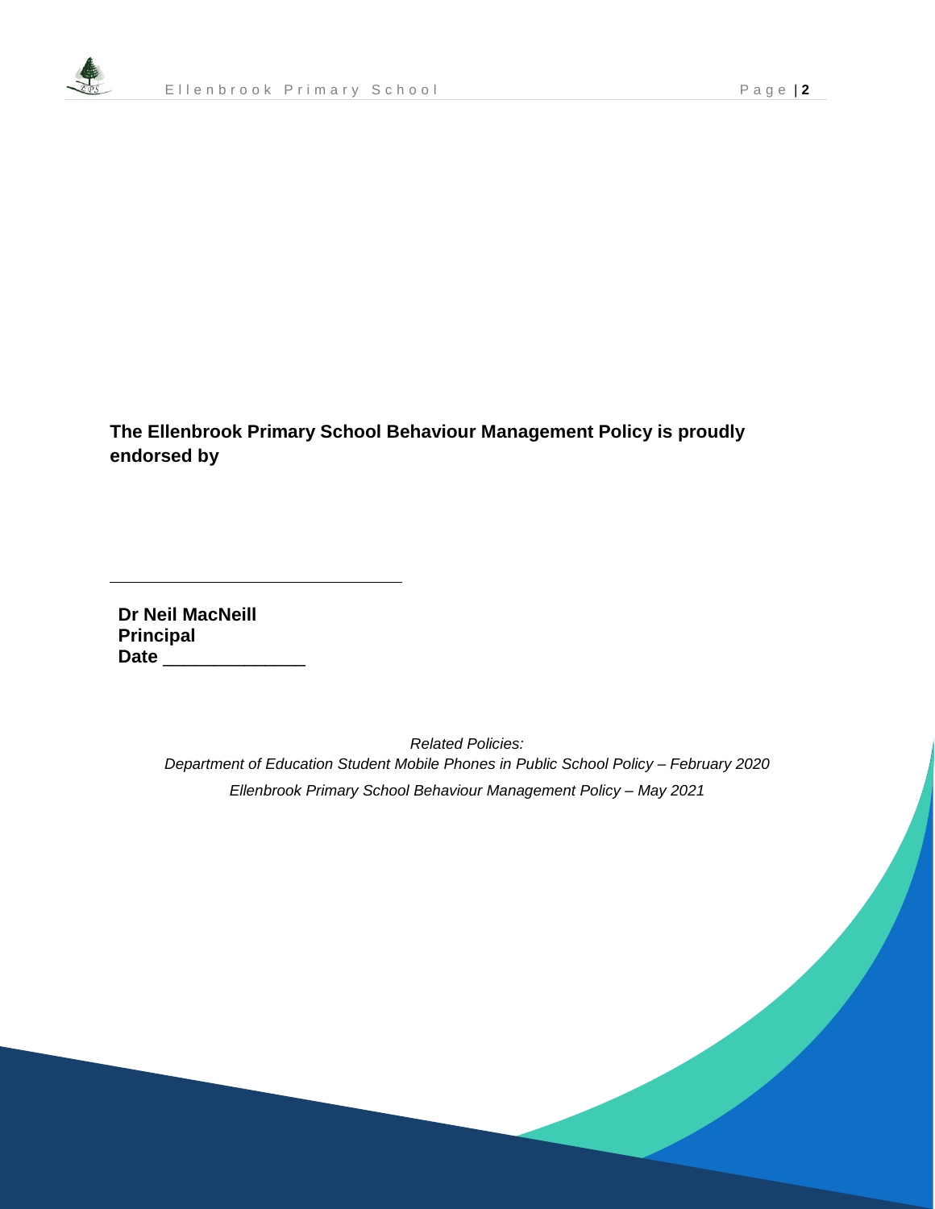**The Ellenbrook Primary School Behaviour Management Policy is proudly endorsed by**

\_\_\_\_\_\_\_\_\_\_\_\_\_\_\_\_\_\_\_\_\_\_\_\_\_\_\_\_\_\_\_\_\_\_

**Dr Neil MacNeill**
**Principal**
**Date** \_\_\_\_\_\_\_\_\_\_\_\_\_\_

*Related Policies:*

*Department of Education Student Mobile Phones in Public School Policy – February 2020*

*Ellenbrook Primary School Behaviour Management Policy – May 2021*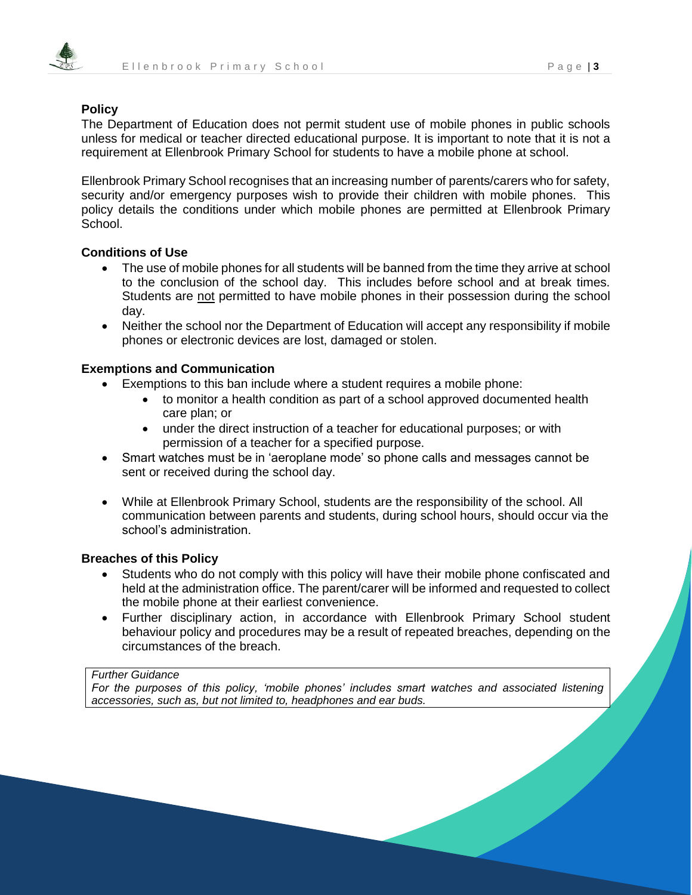## Policy

The Department of Education does not permit student use of mobile phones in public schools unless for medical or teacher directed educational purpose. It is important to note that it is not a requirement at Ellenbrook Primary School for students to have a mobile phone at school.

Ellenbrook Primary School recognises that an increasing number of parents/carers who for safety, security and/or emergency purposes wish to provide their children with mobile phones. This policy details the conditions under which mobile phones are permitted at Ellenbrook Primary School.

## Conditions of Use

- The use of mobile phones for all students will be banned from the time they arrive at school to the conclusion of the school day. This includes before school and at break times. Students are <u>not</u> permitted to have mobile phones in their possession during the school day.
- Neither the school nor the Department of Education will accept any responsibility if mobile phones or electronic devices are lost, damaged or stolen.

## Exemptions and Communication

- Exemptions to this ban include where a student requires a mobile phone:
  - to monitor a health condition as part of a school approved documented health care plan; or
  - under the direct instruction of a teacher for educational purposes; or with permission of a teacher for a specified purpose.
- Smart watches must be in 'aeroplane mode' so phone calls and messages cannot be sent or received during the school day.
- While at Ellenbrook Primary School, students are the responsibility of the school. All communication between parents and students, during school hours, should occur via the school's administration.

## Breaches of this Policy

- Students who do not comply with this policy will have their mobile phone confiscated and held at the administration office. The parent/carer will be informed and requested to collect the mobile phone at their earliest convenience.
- Further disciplinary action, in accordance with Ellenbrook Primary School student behaviour policy and procedures may be a result of repeated breaches, depending on the circumstances of the breach.

*Further Guidance*
*For the purposes of this policy, 'mobile phones' includes smart watches and associated listening accessories, such as, but not limited to, headphones and ear buds.*